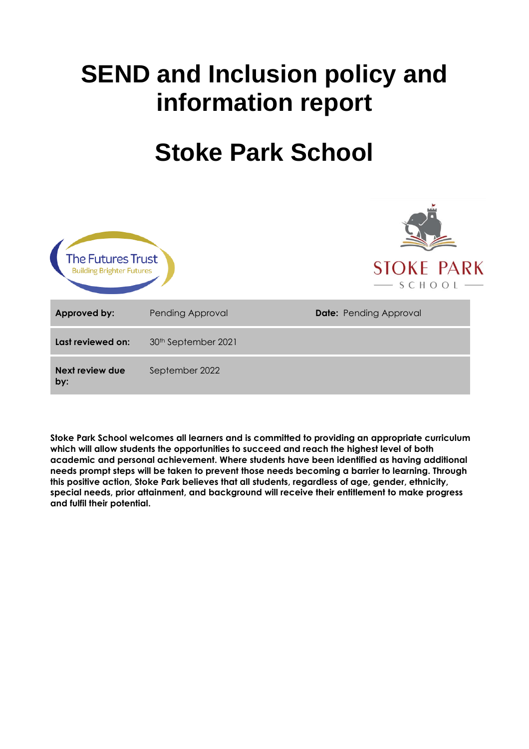# SEND and Inclusion policy and information report

# Stoke Park School

| **Approved by:** | Pending Approval | **Date:** Pending Approval |
|---|---|---|
| **Last reviewed on:** | 30th September 2021 | |
| **Next review due by:** | September 2022 | |

**Stoke Park School welcomes all learners and is committed to providing an appropriate curriculum which will allow students the opportunities to succeed and reach the highest level of both academic and personal achievement. Where students have been identified as having additional needs prompt steps will be taken to prevent those needs becoming a barrier to learning. Through this positive action, Stoke Park believes that all students, regardless of age, gender, ethnicity, special needs, prior attainment, and background will receive their entitlement to make progress and fulfil their potential.**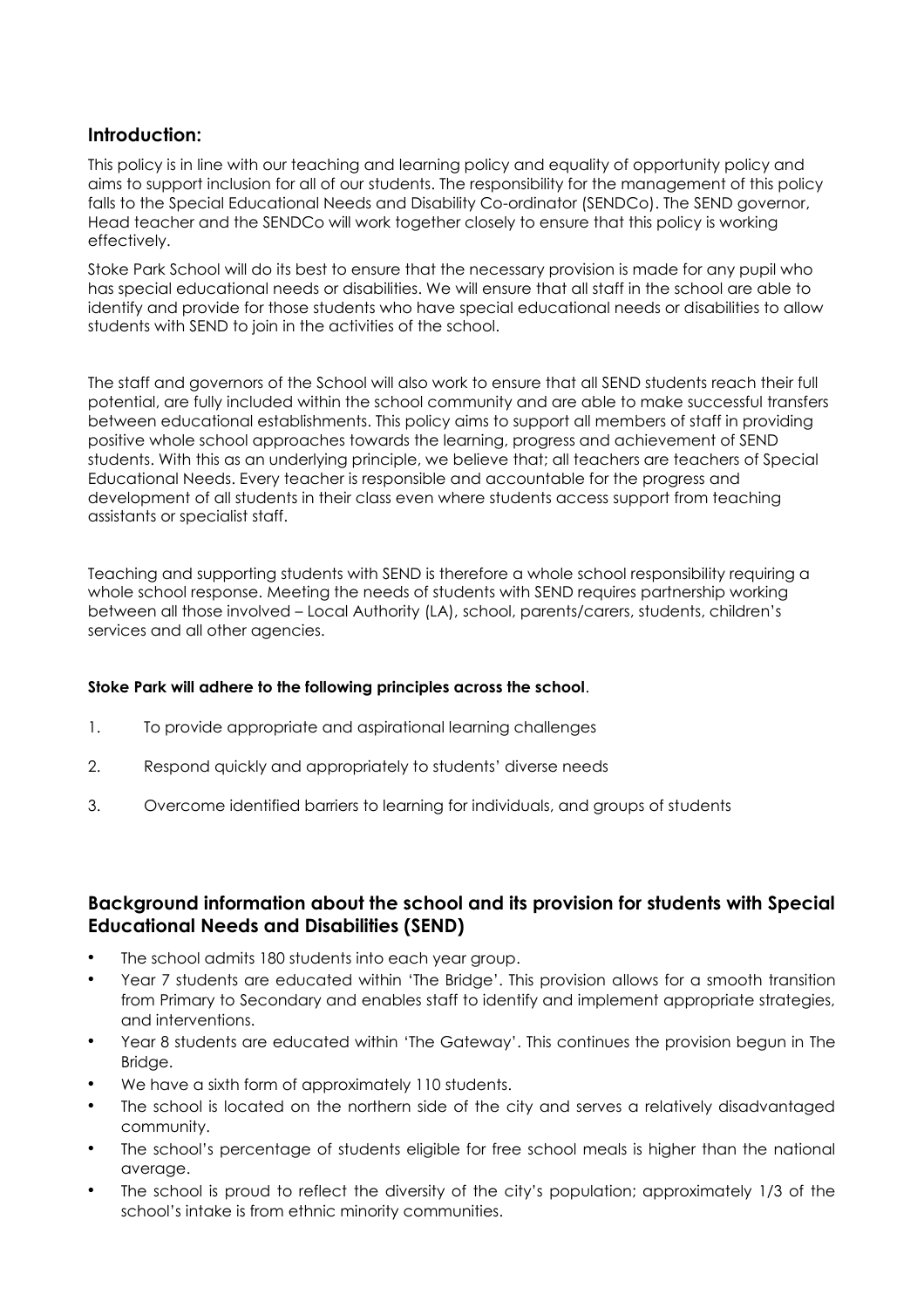## Introduction:

This policy is in line with our teaching and learning policy and equality of opportunity policy and aims to support inclusion for all of our students. The responsibility for the management of this policy falls to the Special Educational Needs and Disability Co-ordinator (SENDCo). The SEND governor, Head teacher and the SENDCo will work together closely to ensure that this policy is working effectively.

Stoke Park School will do its best to ensure that the necessary provision is made for any pupil who has special educational needs or disabilities. We will ensure that all staff in the school are able to identify and provide for those students who have special educational needs or disabilities to allow students with SEND to join in the activities of the school.

The staff and governors of the School will also work to ensure that all SEND students reach their full potential, are fully included within the school community and are able to make successful transfers between educational establishments. This policy aims to support all members of staff in providing positive whole school approaches towards the learning, progress and achievement of SEND students. With this as an underlying principle, we believe that; all teachers are teachers of Special Educational Needs. Every teacher is responsible and accountable for the progress and development of all students in their class even where students access support from teaching assistants or specialist staff.

Teaching and supporting students with SEND is therefore a whole school responsibility requiring a whole school response. Meeting the needs of students with SEND requires partnership working between all those involved – Local Authority (LA), school, parents/carers, students, children's services and all other agencies.

**Stoke Park will adhere to the following principles across the school**.

1. To provide appropriate and aspirational learning challenges
2. Respond quickly and appropriately to students' diverse needs
3. Overcome identified barriers to learning for individuals, and groups of students

## Background information about the school and its provision for students with Special Educational Needs and Disabilities (SEND)

- The school admits 180 students into each year group.
- Year 7 students are educated within 'The Bridge'. This provision allows for a smooth transition from Primary to Secondary and enables staff to identify and implement appropriate strategies, and interventions.
- Year 8 students are educated within 'The Gateway'. This continues the provision begun in The Bridge.
- We have a sixth form of approximately 110 students.
- The school is located on the northern side of the city and serves a relatively disadvantaged community.
- The school's percentage of students eligible for free school meals is higher than the national average.
- The school is proud to reflect the diversity of the city's population; approximately 1/3 of the school's intake is from ethnic minority communities.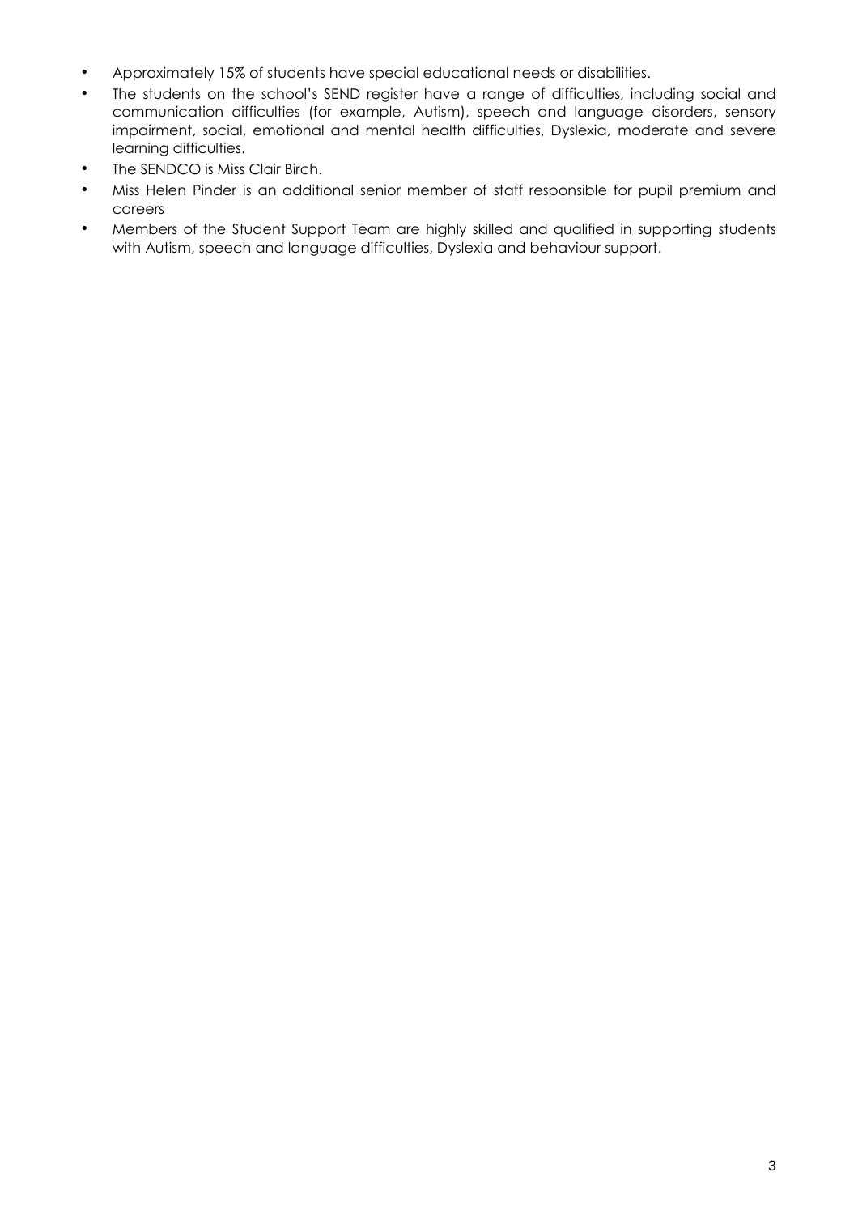- Approximately 15% of students have special educational needs or disabilities.
- The students on the school's SEND register have a range of difficulties, including social and communication difficulties (for example, Autism), speech and language disorders, sensory impairment, social, emotional and mental health difficulties, Dyslexia, moderate and severe learning difficulties.
- The SENDCO is Miss Clair Birch.
- Miss Helen Pinder is an additional senior member of staff responsible for pupil premium and careers
- Members of the Student Support Team are highly skilled and qualified in supporting students with Autism, speech and language difficulties, Dyslexia and behaviour support.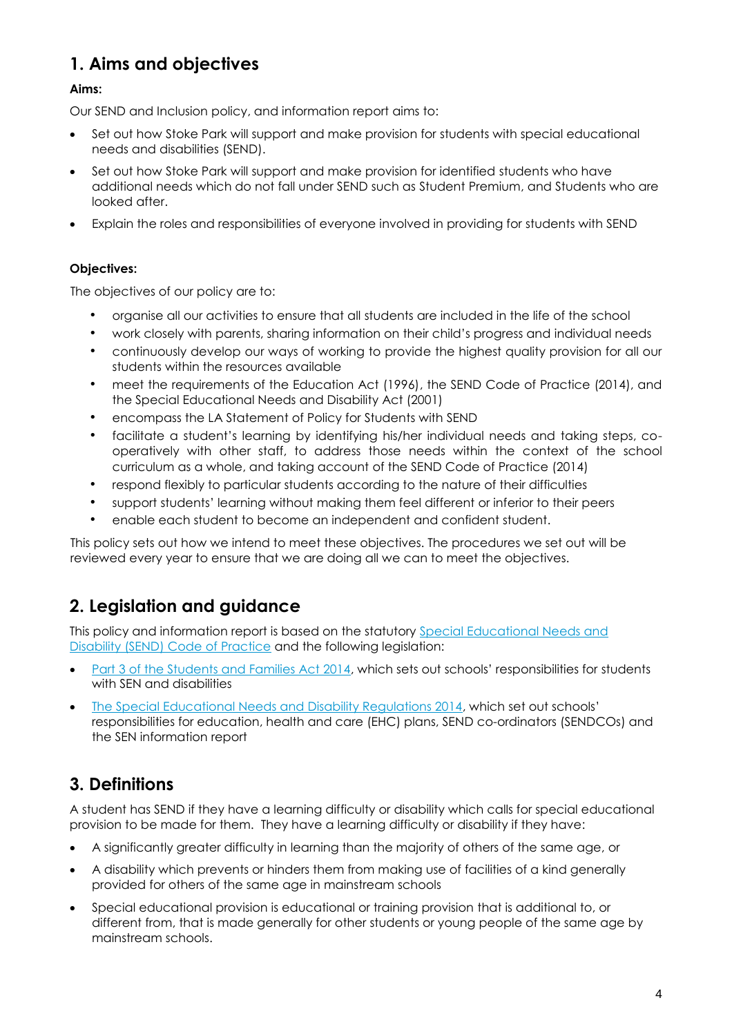## 1. Aims and objectives

**Aims:**

Our SEND and Inclusion policy, and information report aims to:

- Set out how Stoke Park will support and make provision for students with special educational needs and disabilities (SEND).
- Set out how Stoke Park will support and make provision for identified students who have additional needs which do not fall under SEND such as Student Premium, and Students who are looked after.
- Explain the roles and responsibilities of everyone involved in providing for students with SEND

**Objectives:**

The objectives of our policy are to:

- organise all our activities to ensure that all students are included in the life of the school
- work closely with parents, sharing information on their child's progress and individual needs
- continuously develop our ways of working to provide the highest quality provision for all our students within the resources available
- meet the requirements of the Education Act (1996), the SEND Code of Practice (2014), and the Special Educational Needs and Disability Act (2001)
- encompass the LA Statement of Policy for Students with SEND
- facilitate a student's learning by identifying his/her individual needs and taking steps, co-operatively with other staff, to address those needs within the context of the school curriculum as a whole, and taking account of the SEND Code of Practice (2014)
- respond flexibly to particular students according to the nature of their difficulties
- support students' learning without making them feel different or inferior to their peers
- enable each student to become an independent and confident student.

This policy sets out how we intend to meet these objectives. The procedures we set out will be reviewed every year to ensure that we are doing all we can to meet the objectives.

## 2. Legislation and guidance

This policy and information report is based on the statutory Special Educational Needs and Disability (SEND) Code of Practice and the following legislation:

- Part 3 of the Students and Families Act 2014, which sets out schools' responsibilities for students with SEN and disabilities
- The Special Educational Needs and Disability Regulations 2014, which set out schools' responsibilities for education, health and care (EHC) plans, SEND co-ordinators (SENDCOs) and the SEN information report

## 3. Definitions

A student has SEND if they have a learning difficulty or disability which calls for special educational provision to be made for them. They have a learning difficulty or disability if they have:

- A significantly greater difficulty in learning than the majority of others of the same age, or
- A disability which prevents or hinders them from making use of facilities of a kind generally provided for others of the same age in mainstream schools
- Special educational provision is educational or training provision that is additional to, or different from, that is made generally for other students or young people of the same age by mainstream schools.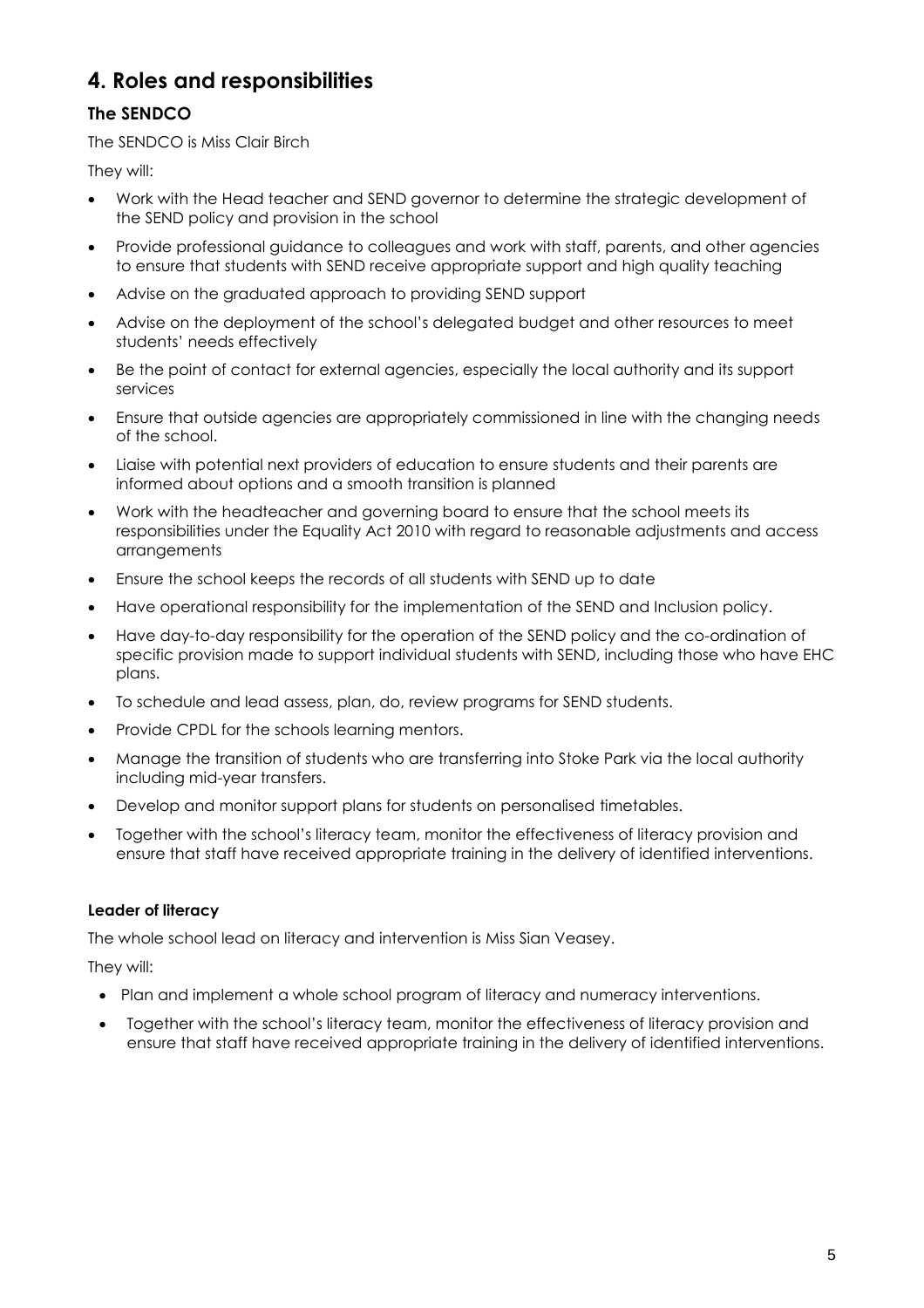## 4. Roles and responsibilities

### The SENDCO

The SENDCO is Miss Clair Birch

They will:

- Work with the Head teacher and SEND governor to determine the strategic development of the SEND policy and provision in the school
- Provide professional guidance to colleagues and work with staff, parents, and other agencies to ensure that students with SEND receive appropriate support and high quality teaching
- Advise on the graduated approach to providing SEND support
- Advise on the deployment of the school's delegated budget and other resources to meet students' needs effectively
- Be the point of contact for external agencies, especially the local authority and its support services
- Ensure that outside agencies are appropriately commissioned in line with the changing needs of the school.
- Liaise with potential next providers of education to ensure students and their parents are informed about options and a smooth transition is planned
- Work with the headteacher and governing board to ensure that the school meets its responsibilities under the Equality Act 2010 with regard to reasonable adjustments and access arrangements
- Ensure the school keeps the records of all students with SEND up to date
- Have operational responsibility for the implementation of the SEND and Inclusion policy.
- Have day-to-day responsibility for the operation of the SEND policy and the co-ordination of specific provision made to support individual students with SEND, including those who have EHC plans.
- To schedule and lead assess, plan, do, review programs for SEND students.
- Provide CPDL for the schools learning mentors.
- Manage the transition of students who are transferring into Stoke Park via the local authority including mid-year transfers.
- Develop and monitor support plans for students on personalised timetables.
- Together with the school's literacy team, monitor the effectiveness of literacy provision and ensure that staff have received appropriate training in the delivery of identified interventions.

#### Leader of literacy

The whole school lead on literacy and intervention is Miss Sian Veasey.

They will:

- Plan and implement a whole school program of literacy and numeracy interventions.
- Together with the school's literacy team, monitor the effectiveness of literacy provision and ensure that staff have received appropriate training in the delivery of identified interventions.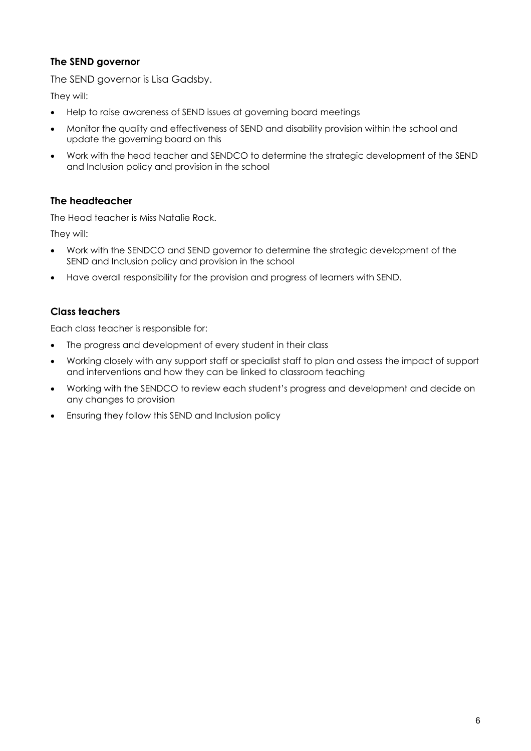### The SEND governor

The SEND governor is Lisa Gadsby.

They will:

- Help to raise awareness of SEND issues at governing board meetings
- Monitor the quality and effectiveness of SEND and disability provision within the school and update the governing board on this
- Work with the head teacher and SENDCO to determine the strategic development of the SEND and Inclusion policy and provision in the school

### The headteacher

The Head teacher is Miss Natalie Rock.

They will:

- Work with the SENDCO and SEND governor to determine the strategic development of the SEND and Inclusion policy and provision in the school
- Have overall responsibility for the provision and progress of learners with SEND.

### Class teachers

Each class teacher is responsible for:

- The progress and development of every student in their class
- Working closely with any support staff or specialist staff to plan and assess the impact of support and interventions and how they can be linked to classroom teaching
- Working with the SENDCO to review each student's progress and development and decide on any changes to provision
- Ensuring they follow this SEND and Inclusion policy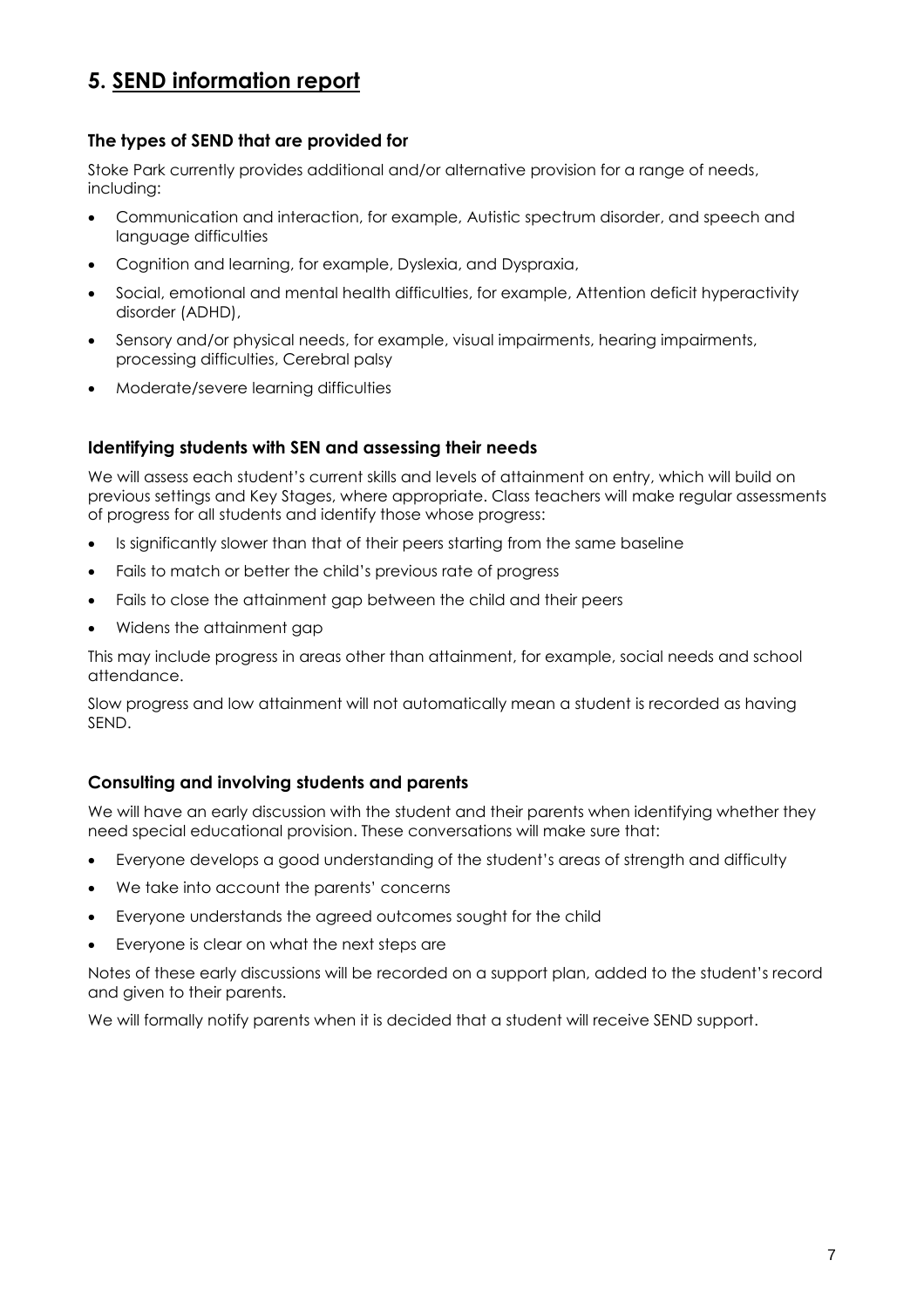## 5. SEND information report

### The types of SEND that are provided for

Stoke Park currently provides additional and/or alternative provision for a range of needs, including:

- Communication and interaction, for example, Autistic spectrum disorder, and speech and language difficulties
- Cognition and learning, for example, Dyslexia, and Dyspraxia,
- Social, emotional and mental health difficulties, for example, Attention deficit hyperactivity disorder (ADHD),
- Sensory and/or physical needs, for example, visual impairments, hearing impairments, processing difficulties, Cerebral palsy
- Moderate/severe learning difficulties

### Identifying students with SEN and assessing their needs

We will assess each student's current skills and levels of attainment on entry, which will build on previous settings and Key Stages, where appropriate. Class teachers will make regular assessments of progress for all students and identify those whose progress:

- Is significantly slower than that of their peers starting from the same baseline
- Fails to match or better the child's previous rate of progress
- Fails to close the attainment gap between the child and their peers
- Widens the attainment gap

This may include progress in areas other than attainment, for example, social needs and school attendance.

Slow progress and low attainment will not automatically mean a student is recorded as having SEND.

### Consulting and involving students and parents

We will have an early discussion with the student and their parents when identifying whether they need special educational provision. These conversations will make sure that:

- Everyone develops a good understanding of the student's areas of strength and difficulty
- We take into account the parents' concerns
- Everyone understands the agreed outcomes sought for the child
- Everyone is clear on what the next steps are

Notes of these early discussions will be recorded on a support plan, added to the student's record and given to their parents.

We will formally notify parents when it is decided that a student will receive SEND support.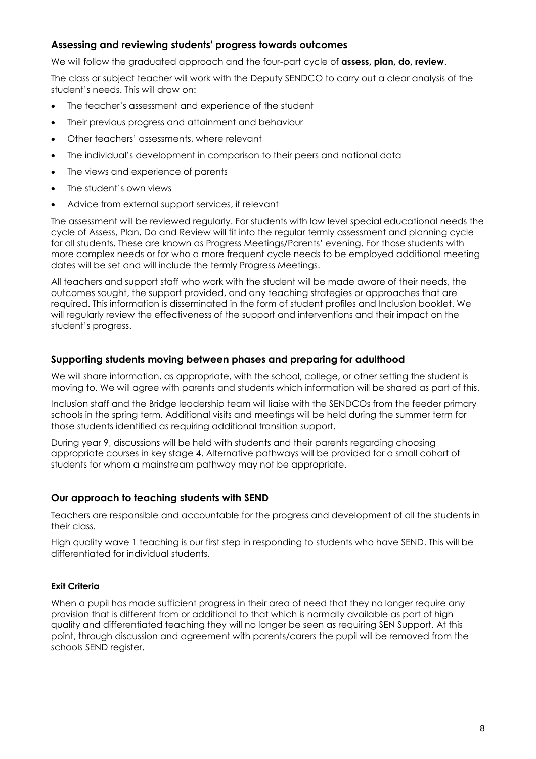### Assessing and reviewing students' progress towards outcomes

We will follow the graduated approach and the four-part cycle of **assess, plan, do, review**.

The class or subject teacher will work with the Deputy SENDCO to carry out a clear analysis of the student's needs. This will draw on:

- The teacher's assessment and experience of the student
- Their previous progress and attainment and behaviour
- Other teachers' assessments, where relevant
- The individual's development in comparison to their peers and national data
- The views and experience of parents
- The student's own views
- Advice from external support services, if relevant

The assessment will be reviewed regularly. For students with low level special educational needs the cycle of Assess, Plan, Do and Review will fit into the regular termly assessment and planning cycle for all students. These are known as Progress Meetings/Parents' evening. For those students with more complex needs or for who a more frequent cycle needs to be employed additional meeting dates will be set and will include the termly Progress Meetings.

All teachers and support staff who work with the student will be made aware of their needs, the outcomes sought, the support provided, and any teaching strategies or approaches that are required. This information is disseminated in the form of student profiles and Inclusion booklet. We will regularly review the effectiveness of the support and interventions and their impact on the student's progress.

### Supporting students moving between phases and preparing for adulthood

We will share information, as appropriate, with the school, college, or other setting the student is moving to. We will agree with parents and students which information will be shared as part of this.

Inclusion staff and the Bridge leadership team will liaise with the SENDCOs from the feeder primary schools in the spring term. Additional visits and meetings will be held during the summer term for those students identified as requiring additional transition support.

During year 9, discussions will be held with students and their parents regarding choosing appropriate courses in key stage 4. Alternative pathways will be provided for a small cohort of students for whom a mainstream pathway may not be appropriate.

### Our approach to teaching students with SEND

Teachers are responsible and accountable for the progress and development of all the students in their class.

High quality wave 1 teaching is our first step in responding to students who have SEND. This will be differentiated for individual students.

#### Exit Criteria

When a pupil has made sufficient progress in their area of need that they no longer require any provision that is different from or additional to that which is normally available as part of high quality and differentiated teaching they will no longer be seen as requiring SEN Support. At this point, through discussion and agreement with parents/carers the pupil will be removed from the schools SEND register.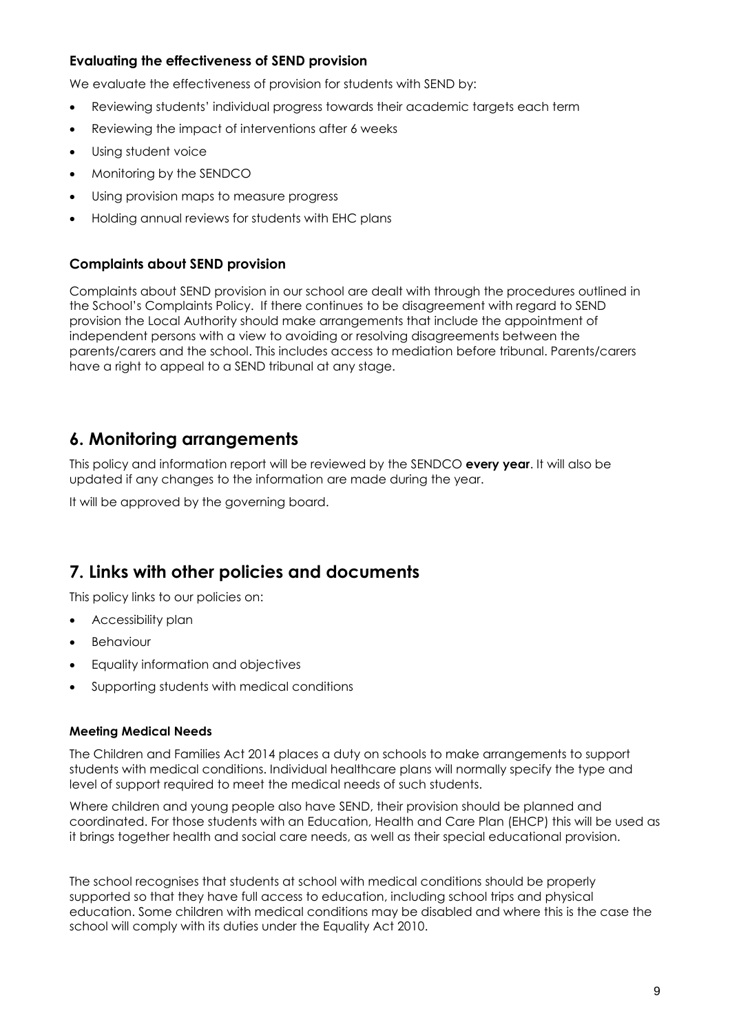### Evaluating the effectiveness of SEND provision

We evaluate the effectiveness of provision for students with SEND by:

- Reviewing students' individual progress towards their academic targets each term
- Reviewing the impact of interventions after 6 weeks
- Using student voice
- Monitoring by the SENDCO
- Using provision maps to measure progress
- Holding annual reviews for students with EHC plans

### Complaints about SEND provision

Complaints about SEND provision in our school are dealt with through the procedures outlined in the School's Complaints Policy. If there continues to be disagreement with regard to SEND provision the Local Authority should make arrangements that include the appointment of independent persons with a view to avoiding or resolving disagreements between the parents/carers and the school. This includes access to mediation before tribunal. Parents/carers have a right to appeal to a SEND tribunal at any stage.

## 6. Monitoring arrangements

This policy and information report will be reviewed by the SENDCO **every year**. It will also be updated if any changes to the information are made during the year.

It will be approved by the governing board.

## 7. Links with other policies and documents

This policy links to our policies on:

- Accessibility plan
- Behaviour
- Equality information and objectives
- Supporting students with medical conditions

#### Meeting Medical Needs

The Children and Families Act 2014 places a duty on schools to make arrangements to support students with medical conditions. Individual healthcare plans will normally specify the type and level of support required to meet the medical needs of such students.

Where children and young people also have SEND, their provision should be planned and coordinated. For those students with an Education, Health and Care Plan (EHCP) this will be used as it brings together health and social care needs, as well as their special educational provision.

The school recognises that students at school with medical conditions should be properly supported so that they have full access to education, including school trips and physical education. Some children with medical conditions may be disabled and where this is the case the school will comply with its duties under the Equality Act 2010.